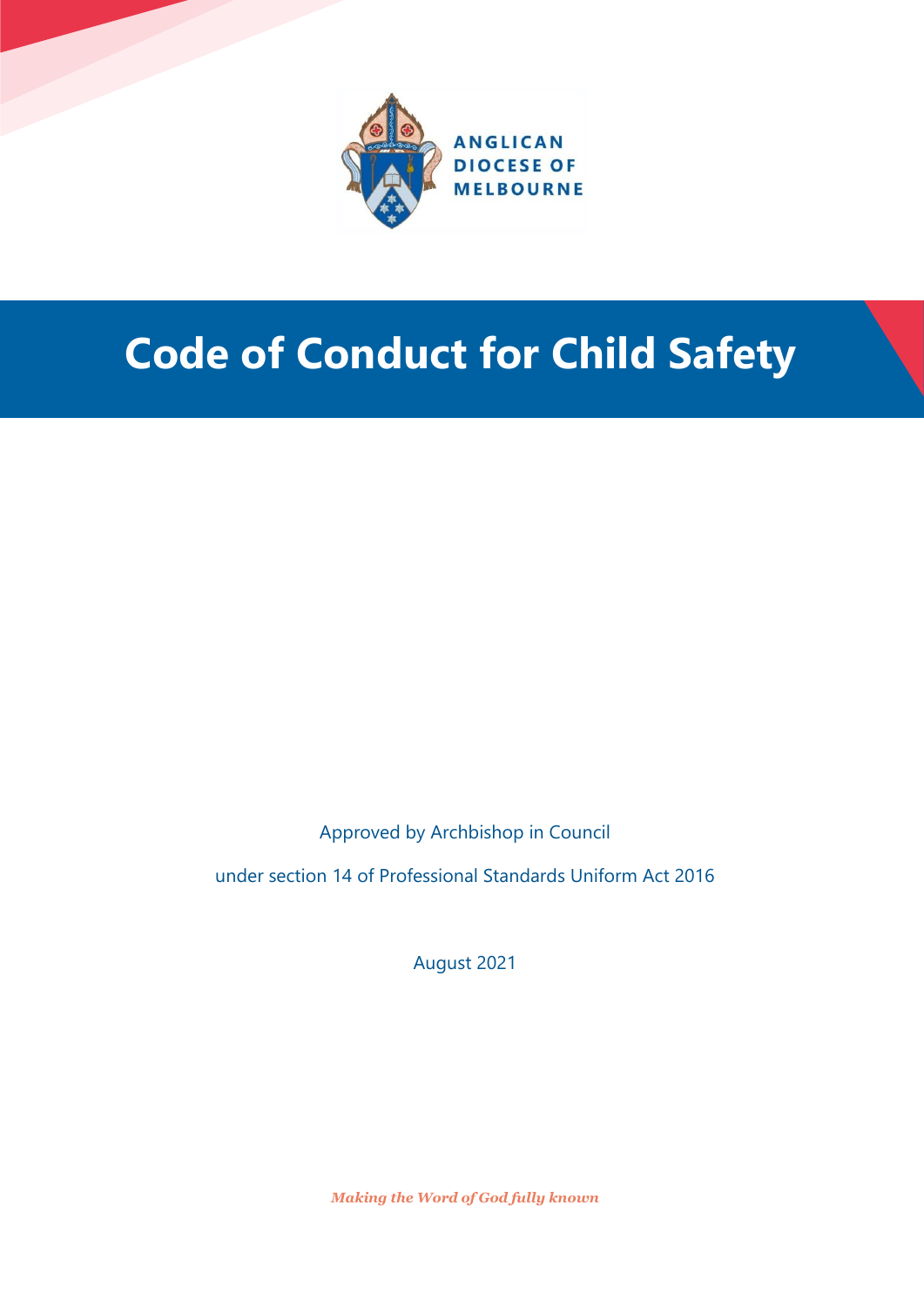ANGLICAN DIOCESE OF MELBOURNE

# Code of Conduct for Child Safety

Approved by Archbishop in Council

under section 14 of Professional Standards Uniform Act 2016

August 2021

*Making the Word of God fully known*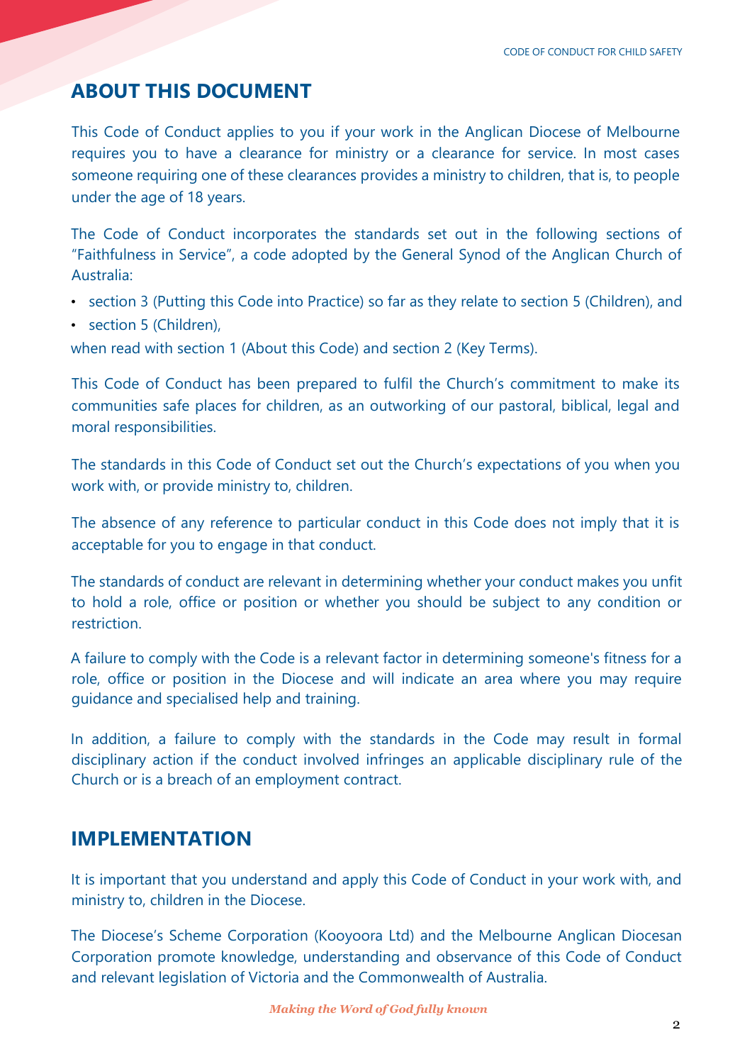## ABOUT THIS DOCUMENT

This Code of Conduct applies to you if your work in the Anglican Diocese of Melbourne requires you to have a clearance for ministry or a clearance for service. In most cases someone requiring one of these clearances provides a ministry to children, that is, to people under the age of 18 years.

The Code of Conduct incorporates the standards set out in the following sections of "Faithfulness in Service", a code adopted by the General Synod of the Anglican Church of Australia:

- section 3 (Putting this Code into Practice) so far as they relate to section 5 (Children), and
- section 5 (Children),

when read with section 1 (About this Code) and section 2 (Key Terms).

This Code of Conduct has been prepared to fulfil the Church's commitment to make its communities safe places for children, as an outworking of our pastoral, biblical, legal and moral responsibilities.

The standards in this Code of Conduct set out the Church's expectations of you when you work with, or provide ministry to, children.

The absence of any reference to particular conduct in this Code does not imply that it is acceptable for you to engage in that conduct.

The standards of conduct are relevant in determining whether your conduct makes you unfit to hold a role, office or position or whether you should be subject to any condition or restriction.

A failure to comply with the Code is a relevant factor in determining someone's fitness for a role, office or position in the Diocese and will indicate an area where you may require guidance and specialised help and training.

In addition, a failure to comply with the standards in the Code may result in formal disciplinary action if the conduct involved infringes an applicable disciplinary rule of the Church or is a breach of an employment contract.

## IMPLEMENTATION

It is important that you understand and apply this Code of Conduct in your work with, and ministry to, children in the Diocese.

The Diocese's Scheme Corporation (Kooyoora Ltd) and the Melbourne Anglican Diocesan Corporation promote knowledge, understanding and observance of this Code of Conduct and relevant legislation of Victoria and the Commonwealth of Australia.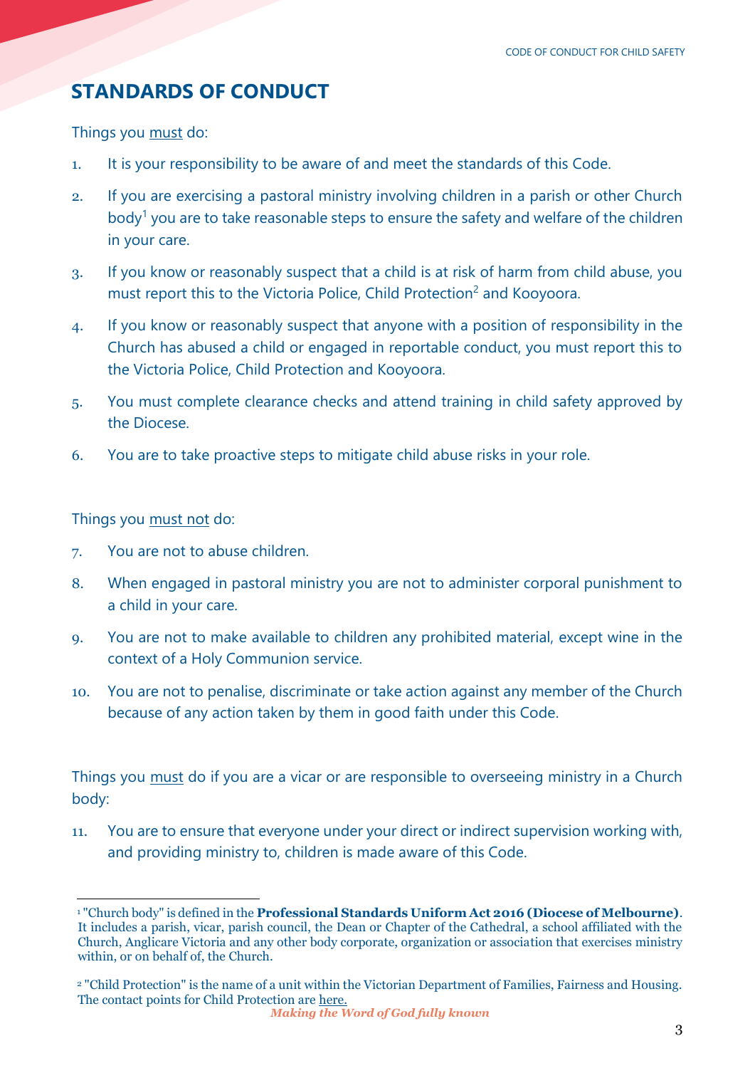## STANDARDS OF CONDUCT

Things you <u>must</u> do:

1. It is your responsibility to be aware of and meet the standards of this Code.
2. If you are exercising a pastoral ministry involving children in a parish or other Church body[1] you are to take reasonable steps to ensure the safety and welfare of the children in your care.
3. If you know or reasonably suspect that a child is at risk of harm from child abuse, you must report this to the Victoria Police, Child Protection[2] and Kooyoora.
4. If you know or reasonably suspect that anyone with a position of responsibility in the Church has abused a child or engaged in reportable conduct, you must report this to the Victoria Police, Child Protection and Kooyoora.
5. You must complete clearance checks and attend training in child safety approved by the Diocese.
6. You are to take proactive steps to mitigate child abuse risks in your role.

Things you <u>must not</u> do:

7. You are not to abuse children.
8. When engaged in pastoral ministry you are not to administer corporal punishment to a child in your care.
9. You are not to make available to children any prohibited material, except wine in the context of a Holy Communion service.
10. You are not to penalise, discriminate or take action against any member of the Church because of any action taken by them in good faith under this Code.

Things you <u>must</u> do if you are a vicar or are responsible to overseeing ministry in a Church body:

11. You are to ensure that everyone under your direct or indirect supervision working with, and providing ministry to, children is made aware of this Code.

---

[1] "Church body" is defined in the **Professional Standards Uniform Act 2016 (Diocese of Melbourne)**. It includes a parish, vicar, parish council, the Dean or Chapter of the Cathedral, a school affiliated with the Church, Anglicare Victoria and any other body corporate, organization or association that exercises ministry within, or on behalf of, the Church.

[2] "Child Protection" is the name of a unit within the Victorian Department of Families, Fairness and Housing. The contact points for Child Protection are <u>here.</u>

*Making the Word of God fully known*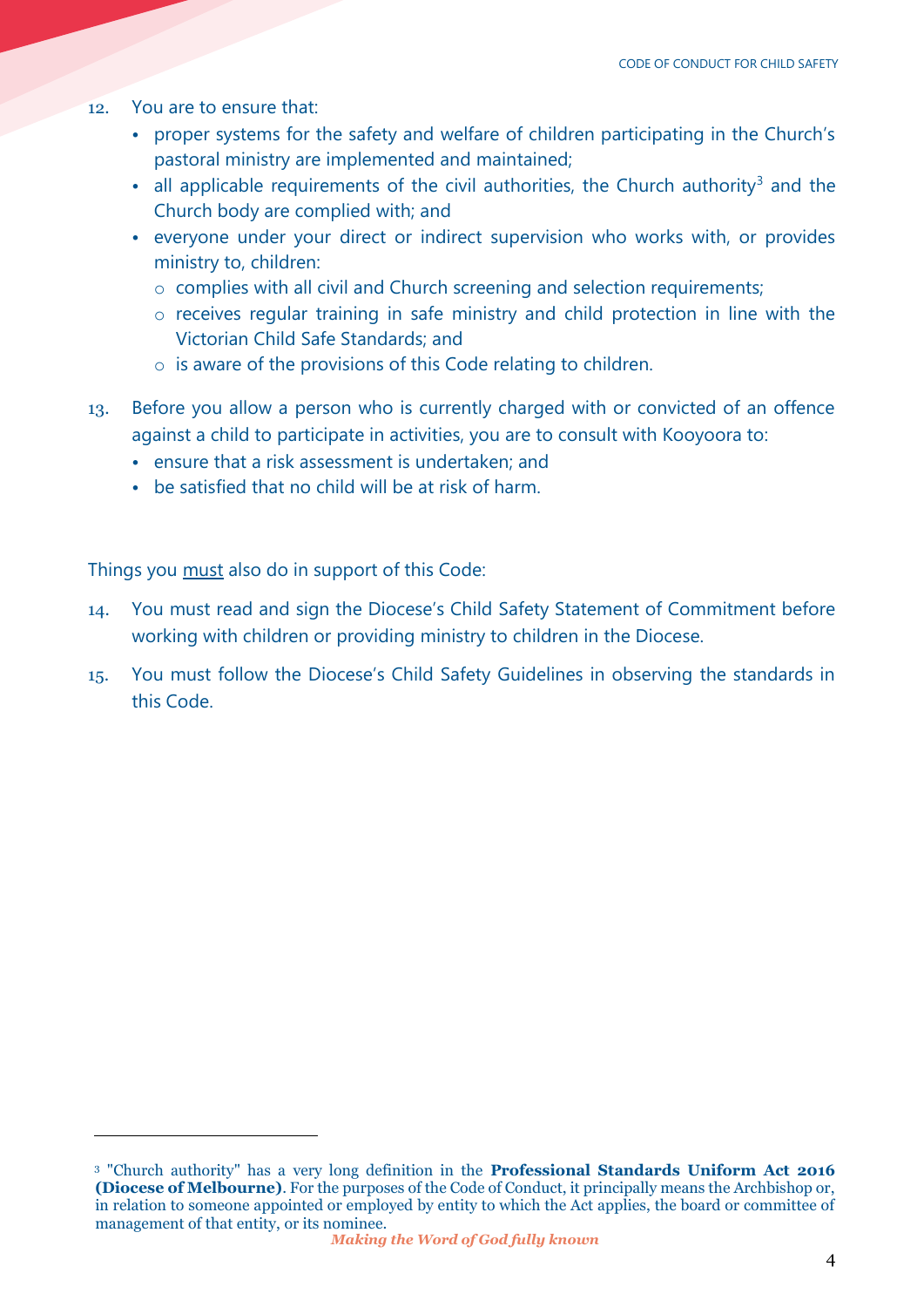12. You are to ensure that:
    - proper systems for the safety and welfare of children participating in the Church's pastoral ministry are implemented and maintained;
    - all applicable requirements of the civil authorities, the Church authority[3] and the Church body are complied with; and
    - everyone under your direct or indirect supervision who works with, or provides ministry to, children:
        - complies with all civil and Church screening and selection requirements;
        - receives regular training in safe ministry and child protection in line with the Victorian Child Safe Standards; and
        - is aware of the provisions of this Code relating to children.

13. Before you allow a person who is currently charged with or convicted of an offence against a child to participate in activities, you are to consult with Kooyoora to:
    - ensure that a risk assessment is undertaken; and
    - be satisfied that no child will be at risk of harm.

Things you <u>must</u> also do in support of this Code:

14. You must read and sign the Diocese's Child Safety Statement of Commitment before working with children or providing ministry to children in the Diocese.

15. You must follow the Diocese's Child Safety Guidelines in observing the standards in this Code.

[3] "Church authority" has a very long definition in the **Professional Standards Uniform Act 2016 (Diocese of Melbourne)**. For the purposes of the Code of Conduct, it principally means the Archbishop or, in relation to someone appointed or employed by entity to which the Act applies, the board or committee of management of that entity, or its nominee.

***Making the Word of God fully known***